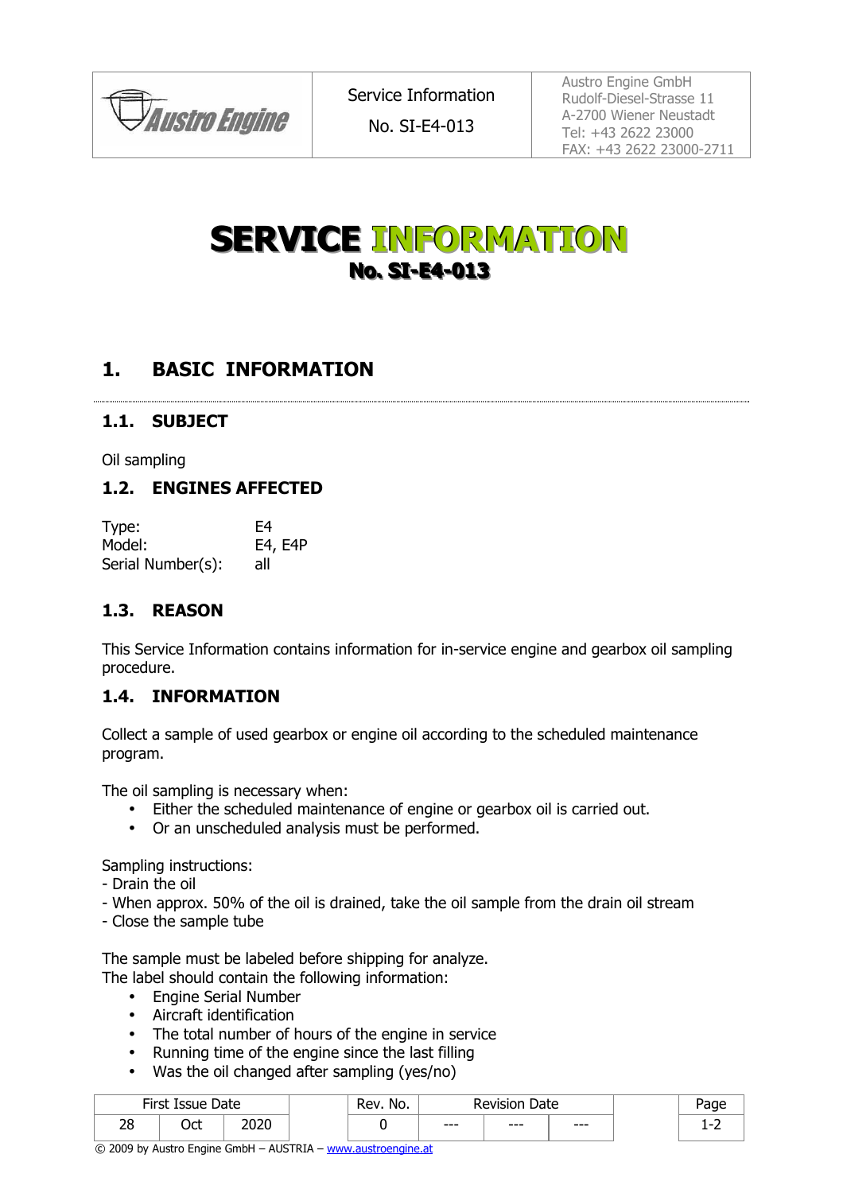| Austro Engine | Service Information<br>No. SI-E4-013 | Austro Engine GmbH<br>Rudolf-Diesel-Strasse 11<br>A-2700 Wiener Neustadt<br>Tel: +43 2622 23000<br>FAX: +43 2622 23000-2711 |
| --- | --- | --- |

# SERVICE INFORMATION
## No. SI-E4-013

## 1. BASIC INFORMATION

### 1.1. SUBJECT

Oil sampling

### 1.2. ENGINES AFFECTED

| | |
| --- | --- |
| Type: | E4 |
| Model: | E4, E4P |
| Serial Number(s): | all |

### 1.3. REASON

This Service Information contains information for in-service engine and gearbox oil sampling procedure.

### 1.4. INFORMATION

Collect a sample of used gearbox or engine oil according to the scheduled maintenance program.

The oil sampling is necessary when:

- Either the scheduled maintenance of engine or gearbox oil is carried out.
- Or an unscheduled analysis must be performed.

Sampling instructions:

- Drain the oil
- When approx. 50% of the oil is drained, take the oil sample from the drain oil stream
- Close the sample tube

The sample must be labeled before shipping for analyze.
The label should contain the following information:

- Engine Serial Number
- Aircraft identification
- The total number of hours of the engine in service
- Running time of the engine since the last filling
- Was the oil changed after sampling (yes/no)

| First Issue Date | | | Rev. No. | Revision Date | | | Page |
| --- | --- | --- | --- | --- | --- | --- | --- |
| 28 | Oct | 2020 | 0 | --- | --- | --- | 1-2 |

© 2009 by Austro Engine GmbH – AUSTRIA – www.austroengine.at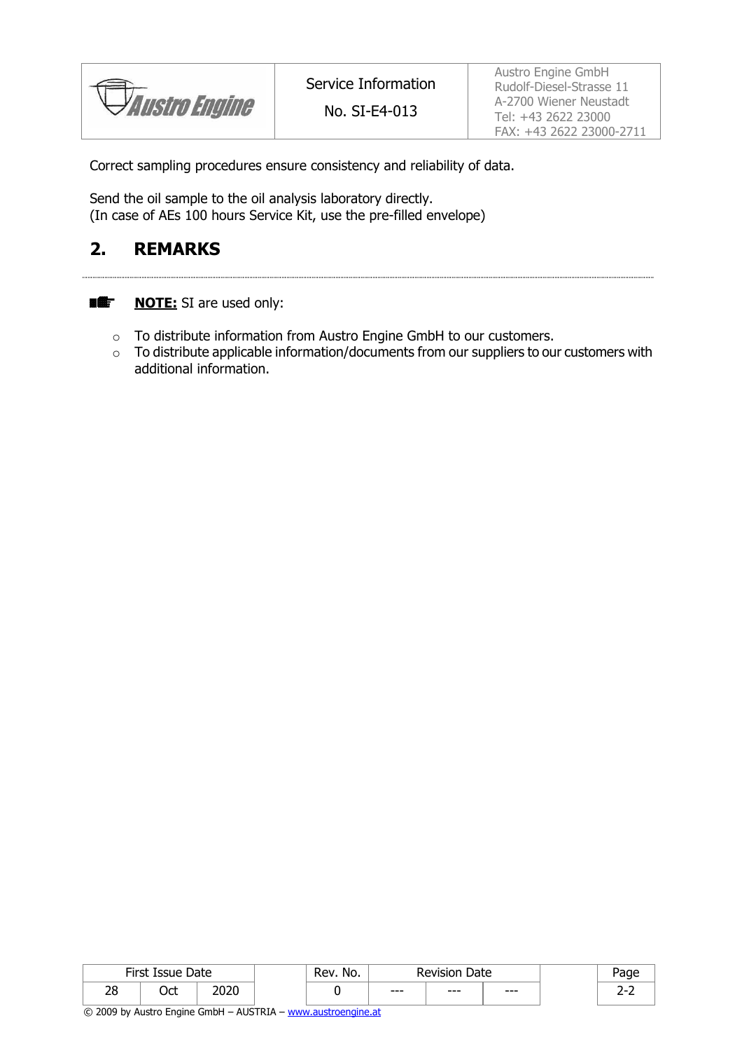Correct sampling procedures ensure consistency and reliability of data.

Send the oil sample to the oil analysis laboratory directly.
(In case of AEs 100 hours Service Kit, use the pre-filled envelope)

## 2. REMARKS

**NOTE:** SI are used only:

- To distribute information from Austro Engine GmbH to our customers.
- To distribute applicable information/documents from our suppliers to our customers with additional information.